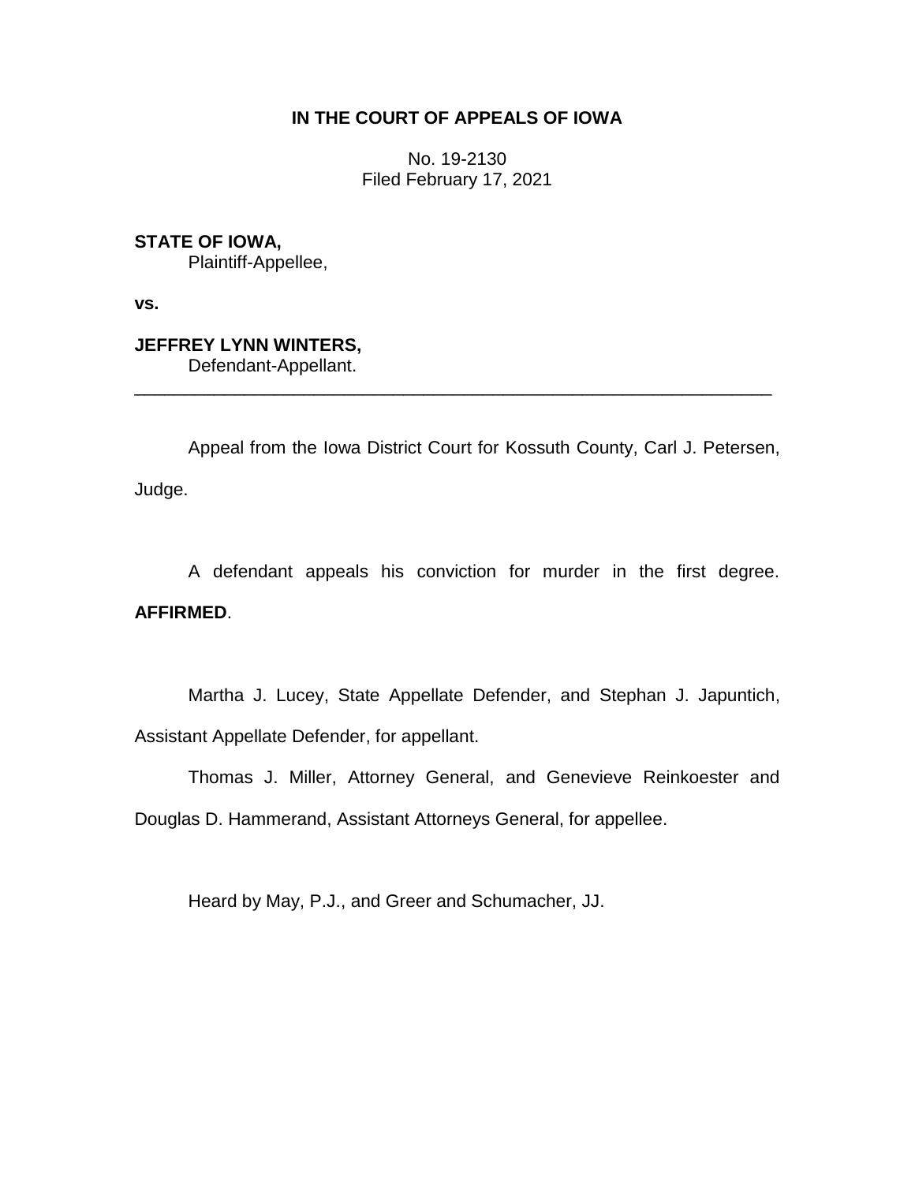**IN THE COURT OF APPEALS OF IOWA**

No. 19-2130
Filed February 17, 2021

**STATE OF IOWA,**
Plaintiff-Appellee,

**vs.**

**JEFFREY LYNN WINTERS,**
Defendant-Appellant.

---

Appeal from the Iowa District Court for Kossuth County, Carl J. Petersen, Judge.

A defendant appeals his conviction for murder in the first degree. **AFFIRMED**.

Martha J. Lucey, State Appellate Defender, and Stephan J. Japuntich, Assistant Appellate Defender, for appellant.

Thomas J. Miller, Attorney General, and Genevieve Reinkoester and Douglas D. Hammerand, Assistant Attorneys General, for appellee.

Heard by May, P.J., and Greer and Schumacher, JJ.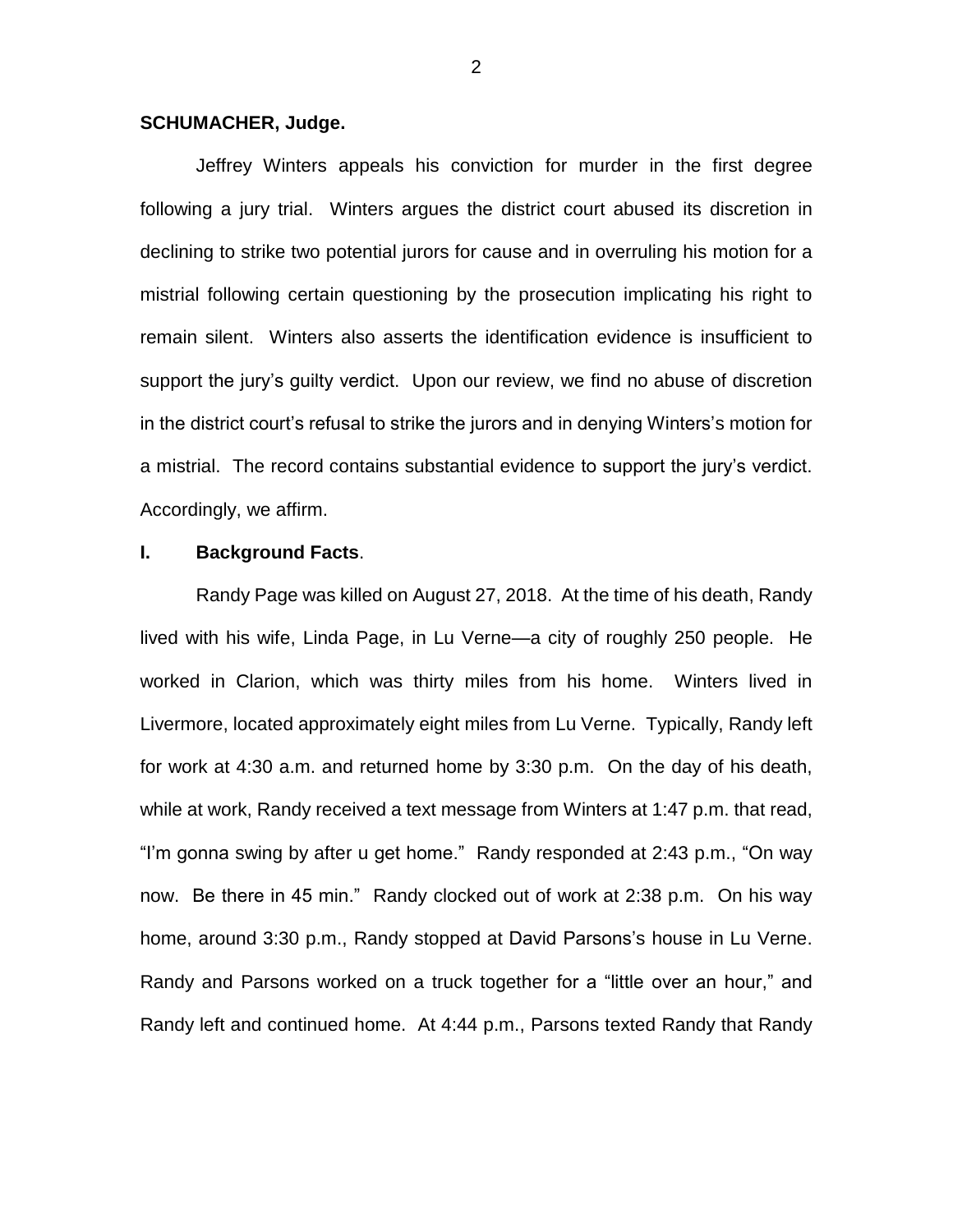**SCHUMACHER, Judge.**

Jeffrey Winters appeals his conviction for murder in the first degree following a jury trial. Winters argues the district court abused its discretion in declining to strike two potential jurors for cause and in overruling his motion for a mistrial following certain questioning by the prosecution implicating his right to remain silent. Winters also asserts the identification evidence is insufficient to support the jury's guilty verdict. Upon our review, we find no abuse of discretion in the district court's refusal to strike the jurors and in denying Winters's motion for a mistrial. The record contains substantial evidence to support the jury's verdict. Accordingly, we affirm.

## I. Background Facts.

Randy Page was killed on August 27, 2018. At the time of his death, Randy lived with his wife, Linda Page, in Lu Verne—a city of roughly 250 people. He worked in Clarion, which was thirty miles from his home. Winters lived in Livermore, located approximately eight miles from Lu Verne. Typically, Randy left for work at 4:30 a.m. and returned home by 3:30 p.m. On the day of his death, while at work, Randy received a text message from Winters at 1:47 p.m. that read, "I'm gonna swing by after u get home." Randy responded at 2:43 p.m., "On way now. Be there in 45 min." Randy clocked out of work at 2:38 p.m. On his way home, around 3:30 p.m., Randy stopped at David Parsons's house in Lu Verne. Randy and Parsons worked on a truck together for a "little over an hour," and Randy left and continued home. At 4:44 p.m., Parsons texted Randy that Randy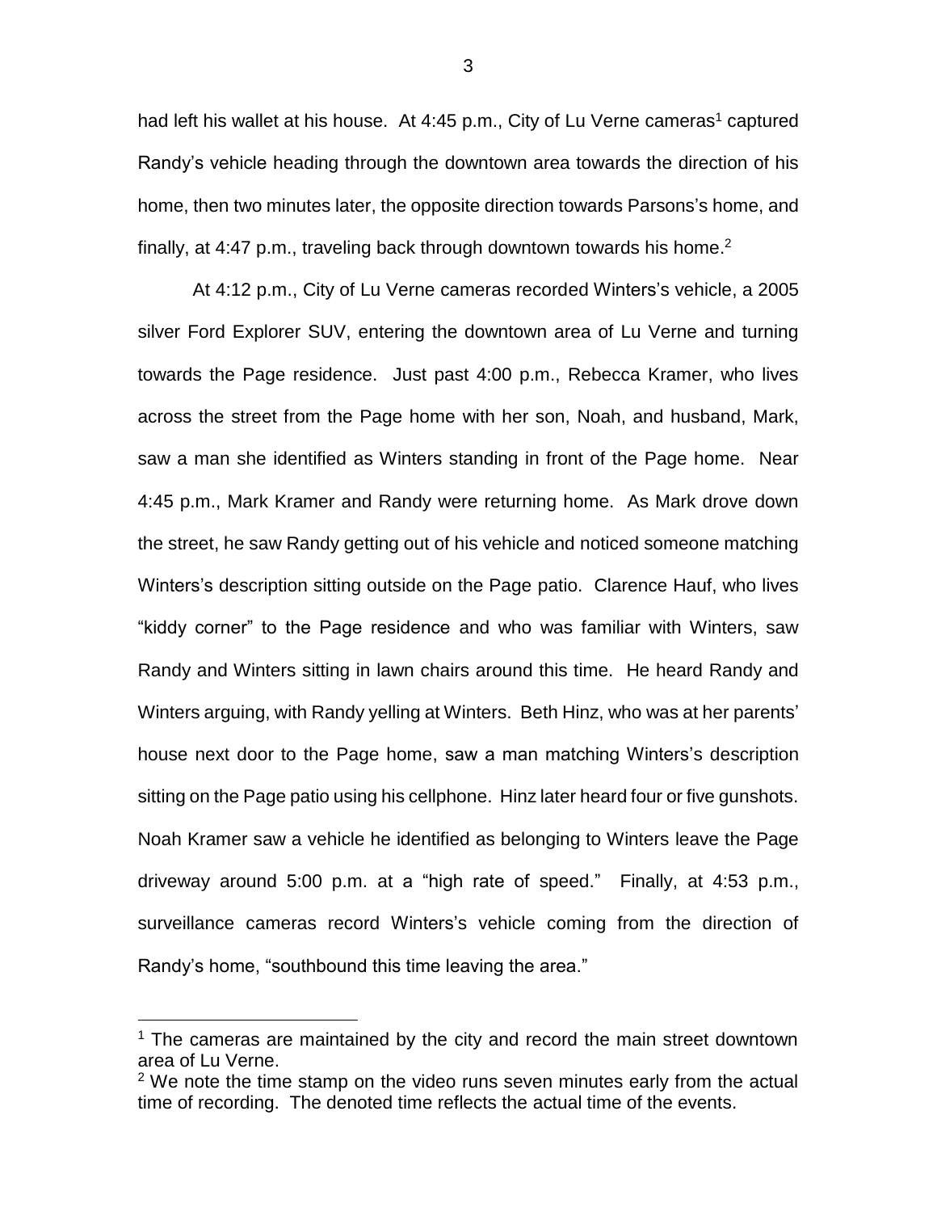had left his wallet at his house. At 4:45 p.m., City of Lu Verne cameras[1] captured Randy's vehicle heading through the downtown area towards the direction of his home, then two minutes later, the opposite direction towards Parsons's home, and finally, at 4:47 p.m., traveling back through downtown towards his home.[2]

At 4:12 p.m., City of Lu Verne cameras recorded Winters's vehicle, a 2005 silver Ford Explorer SUV, entering the downtown area of Lu Verne and turning towards the Page residence. Just past 4:00 p.m., Rebecca Kramer, who lives across the street from the Page home with her son, Noah, and husband, Mark, saw a man she identified as Winters standing in front of the Page home. Near 4:45 p.m., Mark Kramer and Randy were returning home. As Mark drove down the street, he saw Randy getting out of his vehicle and noticed someone matching Winters's description sitting outside on the Page patio. Clarence Hauf, who lives "kiddy corner" to the Page residence and who was familiar with Winters, saw Randy and Winters sitting in lawn chairs around this time. He heard Randy and Winters arguing, with Randy yelling at Winters. Beth Hinz, who was at her parents' house next door to the Page home, saw a man matching Winters's description sitting on the Page patio using his cellphone. Hinz later heard four or five gunshots. Noah Kramer saw a vehicle he identified as belonging to Winters leave the Page driveway around 5:00 p.m. at a "high rate of speed." Finally, at 4:53 p.m., surveillance cameras record Winters's vehicle coming from the direction of Randy's home, "southbound this time leaving the area."

---

[1] The cameras are maintained by the city and record the main street downtown area of Lu Verne.

[2] We note the time stamp on the video runs seven minutes early from the actual time of recording. The denoted time reflects the actual time of the events.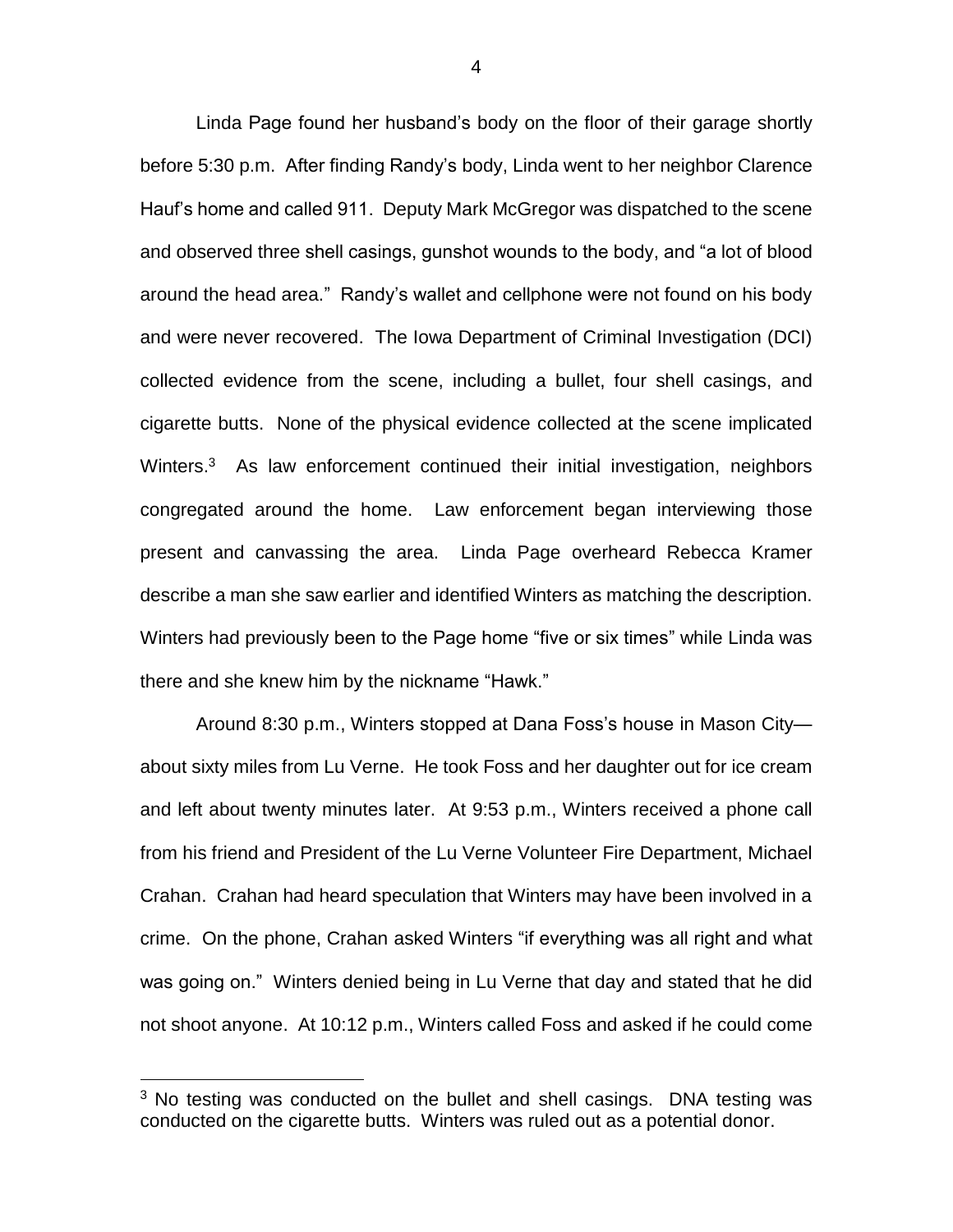Linda Page found her husband's body on the floor of their garage shortly before 5:30 p.m. After finding Randy's body, Linda went to her neighbor Clarence Hauf's home and called 911. Deputy Mark McGregor was dispatched to the scene and observed three shell casings, gunshot wounds to the body, and "a lot of blood around the head area." Randy's wallet and cellphone were not found on his body and were never recovered. The Iowa Department of Criminal Investigation (DCI) collected evidence from the scene, including a bullet, four shell casings, and cigarette butts. None of the physical evidence collected at the scene implicated Winters.[3] As law enforcement continued their initial investigation, neighbors congregated around the home. Law enforcement began interviewing those present and canvassing the area. Linda Page overheard Rebecca Kramer describe a man she saw earlier and identified Winters as matching the description. Winters had previously been to the Page home "five or six times" while Linda was there and she knew him by the nickname "Hawk."

Around 8:30 p.m., Winters stopped at Dana Foss's house in Mason City—about sixty miles from Lu Verne. He took Foss and her daughter out for ice cream and left about twenty minutes later. At 9:53 p.m., Winters received a phone call from his friend and President of the Lu Verne Volunteer Fire Department, Michael Crahan. Crahan had heard speculation that Winters may have been involved in a crime. On the phone, Crahan asked Winters "if everything was all right and what was going on." Winters denied being in Lu Verne that day and stated that he did not shoot anyone. At 10:12 p.m., Winters called Foss and asked if he could come

[3] No testing was conducted on the bullet and shell casings. DNA testing was conducted on the cigarette butts. Winters was ruled out as a potential donor.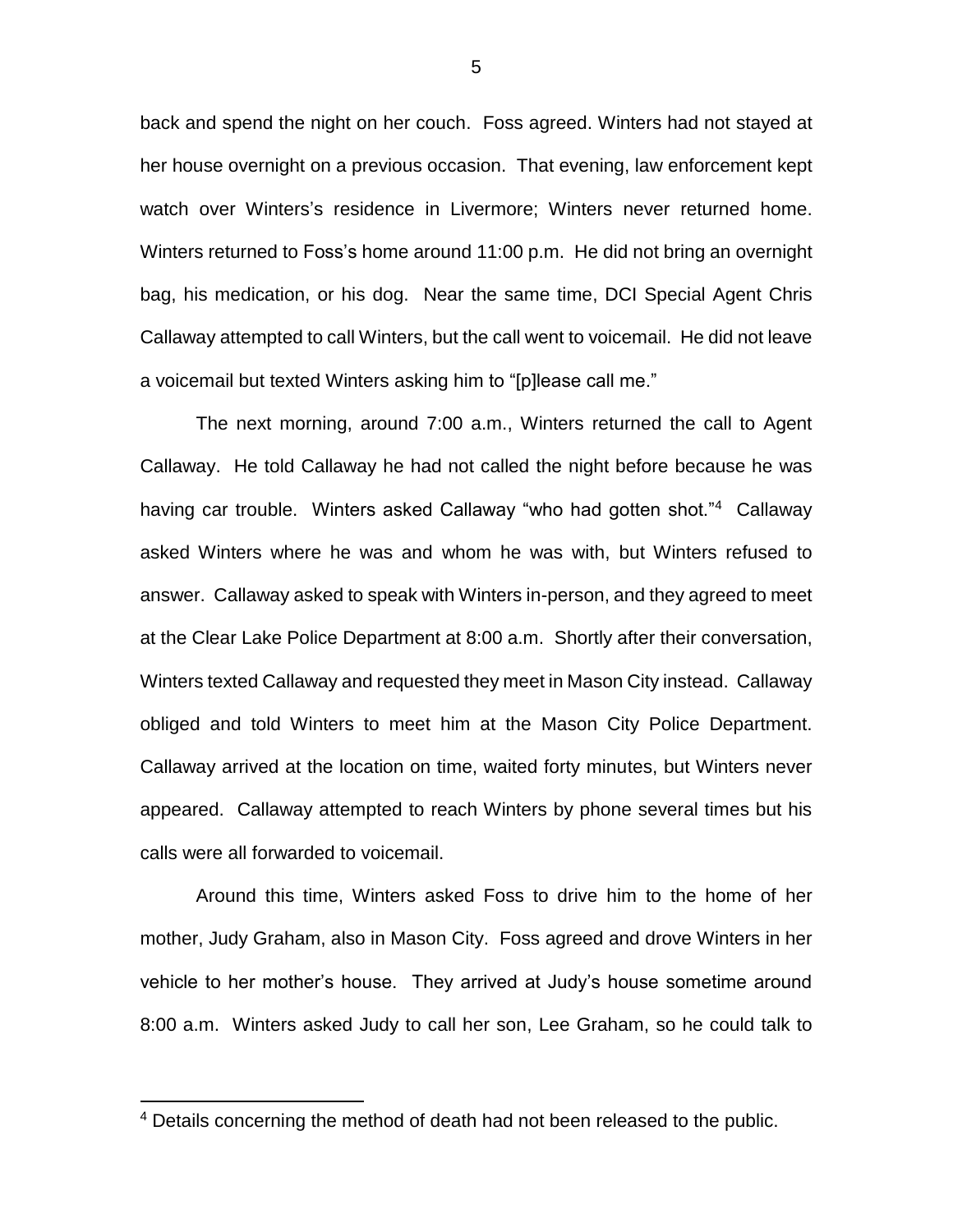back and spend the night on her couch. Foss agreed. Winters had not stayed at her house overnight on a previous occasion. That evening, law enforcement kept watch over Winters's residence in Livermore; Winters never returned home. Winters returned to Foss's home around 11:00 p.m. He did not bring an overnight bag, his medication, or his dog. Near the same time, DCI Special Agent Chris Callaway attempted to call Winters, but the call went to voicemail. He did not leave a voicemail but texted Winters asking him to "[p]lease call me."

The next morning, around 7:00 a.m., Winters returned the call to Agent Callaway. He told Callaway he had not called the night before because he was having car trouble. Winters asked Callaway "who had gotten shot."[4] Callaway asked Winters where he was and whom he was with, but Winters refused to answer. Callaway asked to speak with Winters in-person, and they agreed to meet at the Clear Lake Police Department at 8:00 a.m. Shortly after their conversation, Winters texted Callaway and requested they meet in Mason City instead. Callaway obliged and told Winters to meet him at the Mason City Police Department. Callaway arrived at the location on time, waited forty minutes, but Winters never appeared. Callaway attempted to reach Winters by phone several times but his calls were all forwarded to voicemail.

Around this time, Winters asked Foss to drive him to the home of her mother, Judy Graham, also in Mason City. Foss agreed and drove Winters in her vehicle to her mother's house. They arrived at Judy's house sometime around 8:00 a.m. Winters asked Judy to call her son, Lee Graham, so he could talk to

---

[4] Details concerning the method of death had not been released to the public.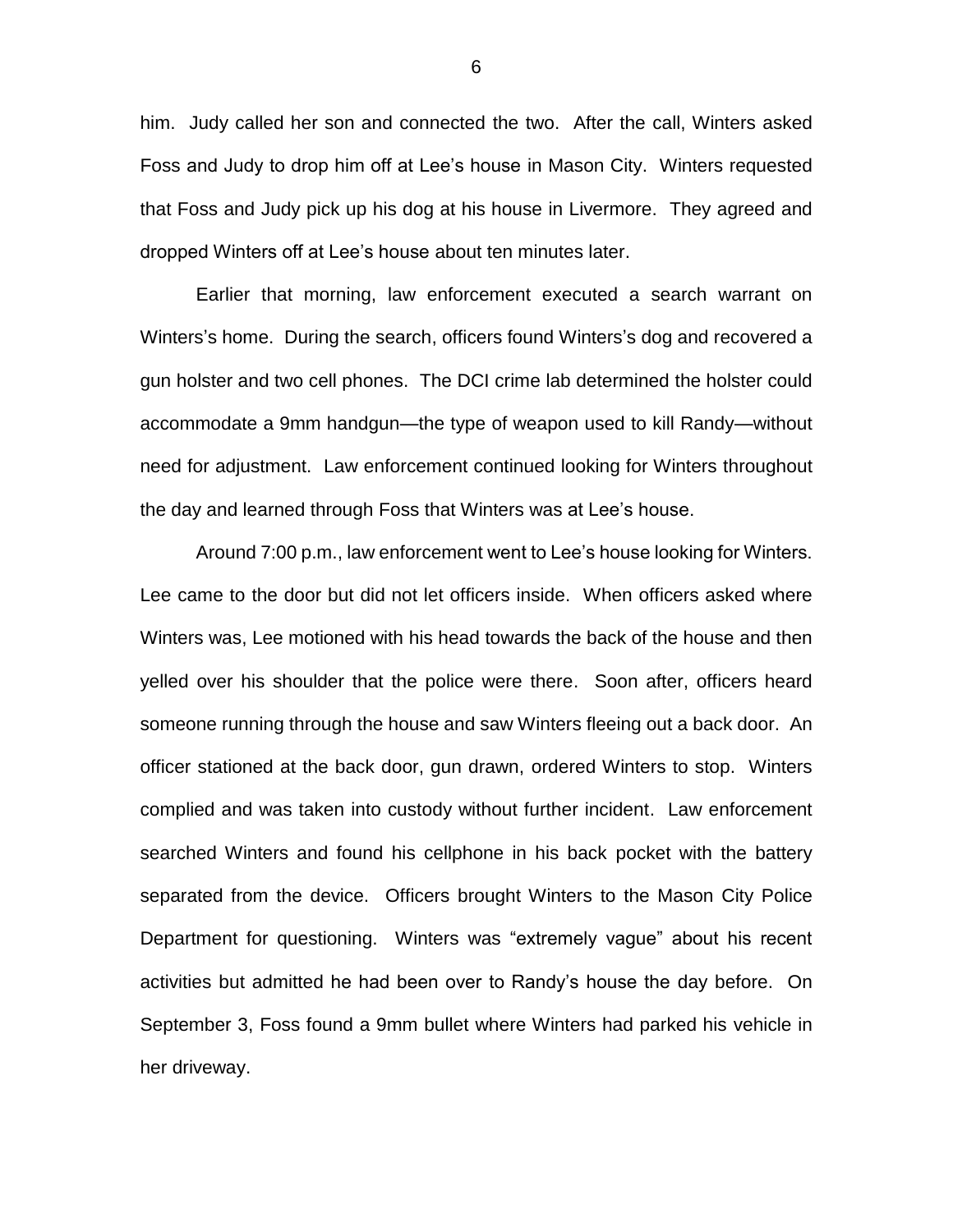him. Judy called her son and connected the two. After the call, Winters asked Foss and Judy to drop him off at Lee's house in Mason City. Winters requested that Foss and Judy pick up his dog at his house in Livermore. They agreed and dropped Winters off at Lee's house about ten minutes later.

Earlier that morning, law enforcement executed a search warrant on Winters's home. During the search, officers found Winters's dog and recovered a gun holster and two cell phones. The DCI crime lab determined the holster could accommodate a 9mm handgun—the type of weapon used to kill Randy—without need for adjustment. Law enforcement continued looking for Winters throughout the day and learned through Foss that Winters was at Lee's house.

Around 7:00 p.m., law enforcement went to Lee's house looking for Winters. Lee came to the door but did not let officers inside. When officers asked where Winters was, Lee motioned with his head towards the back of the house and then yelled over his shoulder that the police were there. Soon after, officers heard someone running through the house and saw Winters fleeing out a back door. An officer stationed at the back door, gun drawn, ordered Winters to stop. Winters complied and was taken into custody without further incident. Law enforcement searched Winters and found his cellphone in his back pocket with the battery separated from the device. Officers brought Winters to the Mason City Police Department for questioning. Winters was "extremely vague" about his recent activities but admitted he had been over to Randy's house the day before. On September 3, Foss found a 9mm bullet where Winters had parked his vehicle in her driveway.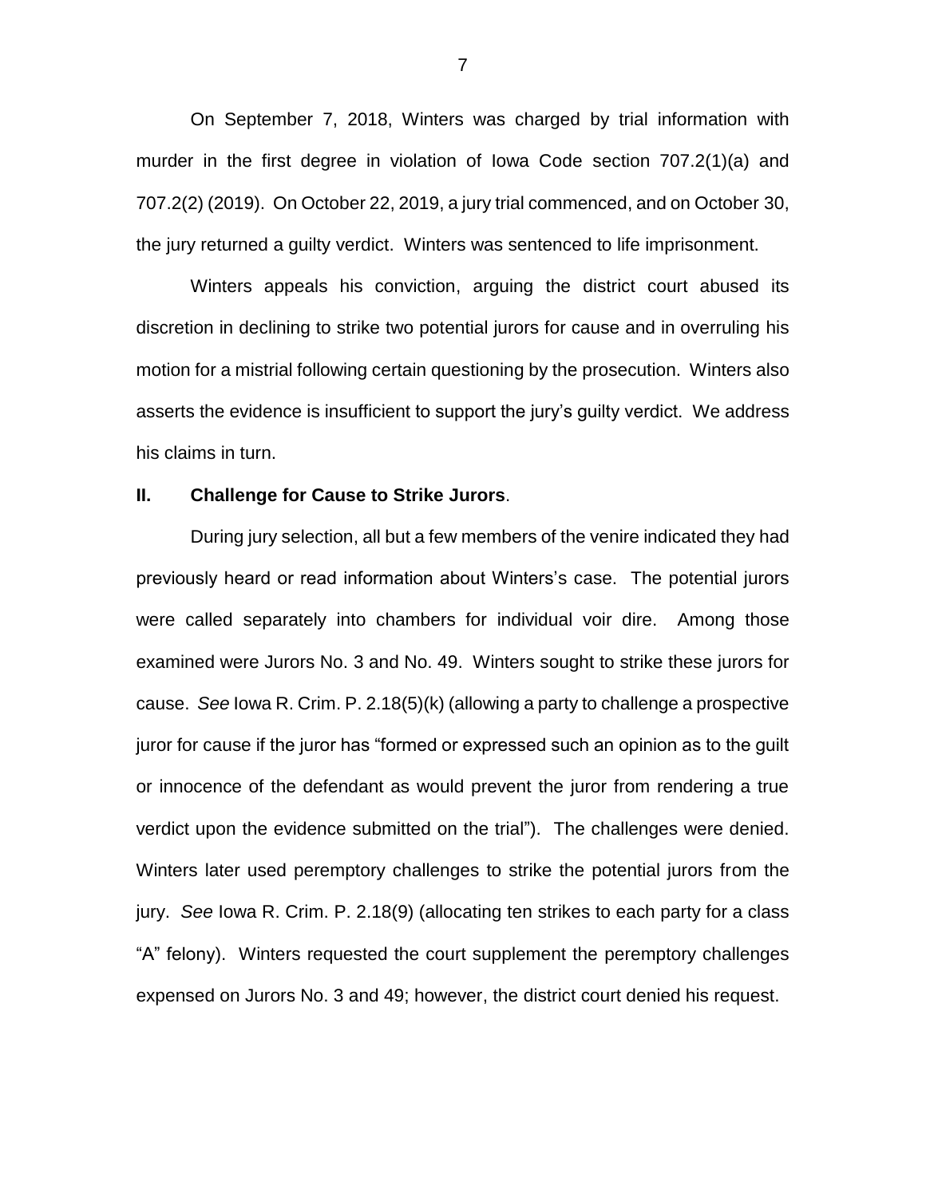On September 7, 2018, Winters was charged by trial information with murder in the first degree in violation of Iowa Code section 707.2(1)(a) and 707.2(2) (2019). On October 22, 2019, a jury trial commenced, and on October 30, the jury returned a guilty verdict. Winters was sentenced to life imprisonment.

Winters appeals his conviction, arguing the district court abused its discretion in declining to strike two potential jurors for cause and in overruling his motion for a mistrial following certain questioning by the prosecution. Winters also asserts the evidence is insufficient to support the jury's guilty verdict. We address his claims in turn.

## II. Challenge for Cause to Strike Jurors.

During jury selection, all but a few members of the venire indicated they had previously heard or read information about Winters's case. The potential jurors were called separately into chambers for individual voir dire. Among those examined were Jurors No. 3 and No. 49. Winters sought to strike these jurors for cause. *See* Iowa R. Crim. P. 2.18(5)(k) (allowing a party to challenge a prospective juror for cause if the juror has "formed or expressed such an opinion as to the guilt or innocence of the defendant as would prevent the juror from rendering a true verdict upon the evidence submitted on the trial"). The challenges were denied. Winters later used peremptory challenges to strike the potential jurors from the jury. *See* Iowa R. Crim. P. 2.18(9) (allocating ten strikes to each party for a class "A" felony). Winters requested the court supplement the peremptory challenges expensed on Jurors No. 3 and 49; however, the district court denied his request.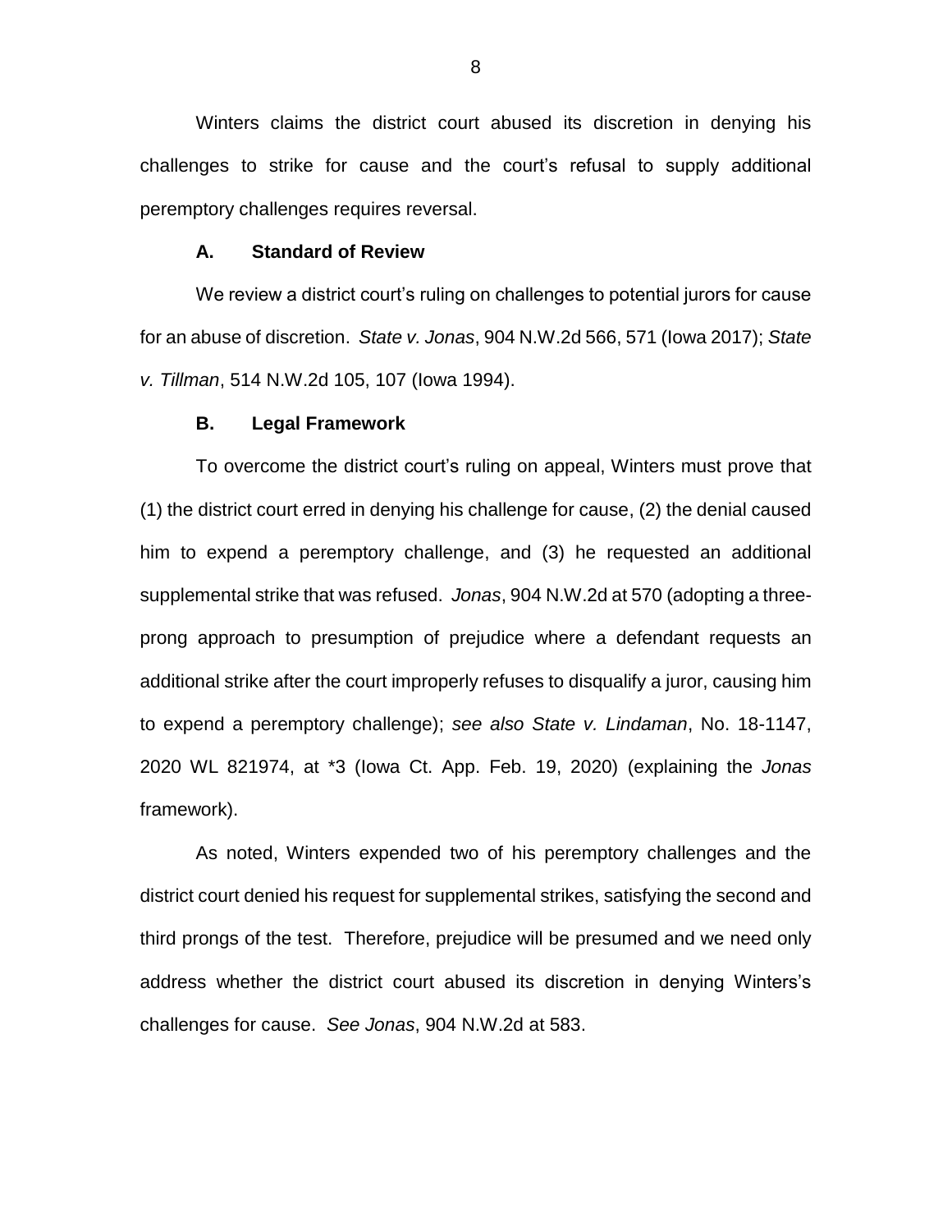Winters claims the district court abused its discretion in denying his challenges to strike for cause and the court's refusal to supply additional peremptory challenges requires reversal.

### A. Standard of Review

We review a district court's ruling on challenges to potential jurors for cause for an abuse of discretion. *State v. Jonas*, 904 N.W.2d 566, 571 (Iowa 2017); *State v. Tillman*, 514 N.W.2d 105, 107 (Iowa 1994).

### B. Legal Framework

To overcome the district court's ruling on appeal, Winters must prove that (1) the district court erred in denying his challenge for cause, (2) the denial caused him to expend a peremptory challenge, and (3) he requested an additional supplemental strike that was refused. *Jonas*, 904 N.W.2d at 570 (adopting a three-prong approach to presumption of prejudice where a defendant requests an additional strike after the court improperly refuses to disqualify a juror, causing him to expend a peremptory challenge); *see also State v. Lindaman*, No. 18-1147, 2020 WL 821974, at *3 (Iowa Ct. App. Feb. 19, 2020) (explaining the *Jonas* framework).

As noted, Winters expended two of his peremptory challenges and the district court denied his request for supplemental strikes, satisfying the second and third prongs of the test. Therefore, prejudice will be presumed and we need only address whether the district court abused its discretion in denying Winters's challenges for cause. *See Jonas*, 904 N.W.2d at 583.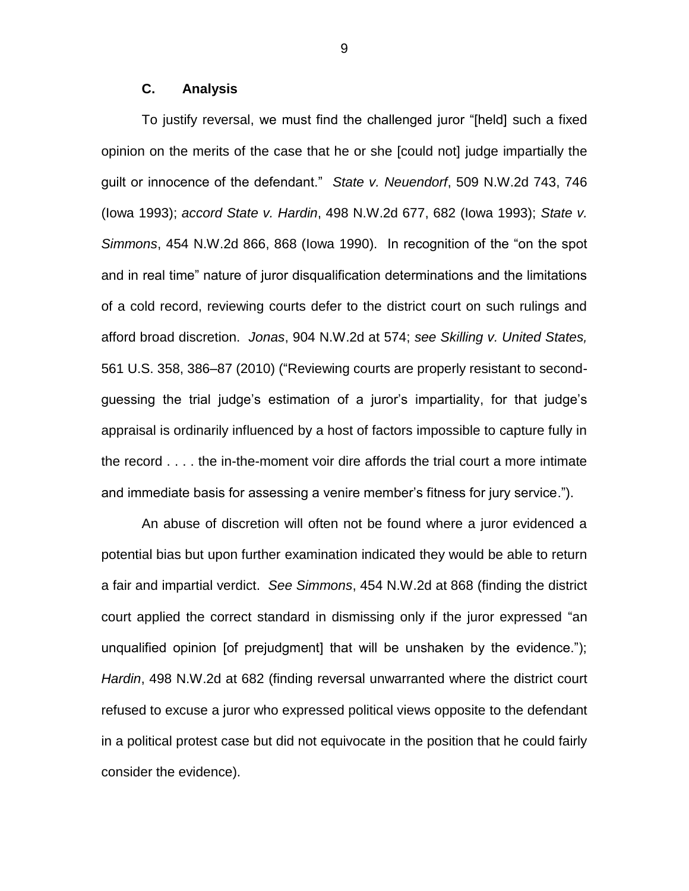### C. Analysis

To justify reversal, we must find the challenged juror "[held] such a fixed opinion on the merits of the case that he or she [could not] judge impartially the guilt or innocence of the defendant." *State v. Neuendorf*, 509 N.W.2d 743, 746 (Iowa 1993); *accord State v. Hardin*, 498 N.W.2d 677, 682 (Iowa 1993); *State v. Simmons*, 454 N.W.2d 866, 868 (Iowa 1990). In recognition of the "on the spot and in real time" nature of juror disqualification determinations and the limitations of a cold record, reviewing courts defer to the district court on such rulings and afford broad discretion. *Jonas*, 904 N.W.2d at 574; *see Skilling v. United States,* 561 U.S. 358, 386–87 (2010) ("Reviewing courts are properly resistant to second-guessing the trial judge's estimation of a juror's impartiality, for that judge's appraisal is ordinarily influenced by a host of factors impossible to capture fully in the record . . . . the in-the-moment voir dire affords the trial court a more intimate and immediate basis for assessing a venire member's fitness for jury service.").

An abuse of discretion will often not be found where a juror evidenced a potential bias but upon further examination indicated they would be able to return a fair and impartial verdict. *See Simmons*, 454 N.W.2d at 868 (finding the district court applied the correct standard in dismissing only if the juror expressed "an unqualified opinion [of prejudgment] that will be unshaken by the evidence."); *Hardin*, 498 N.W.2d at 682 (finding reversal unwarranted where the district court refused to excuse a juror who expressed political views opposite to the defendant in a political protest case but did not equivocate in the position that he could fairly consider the evidence).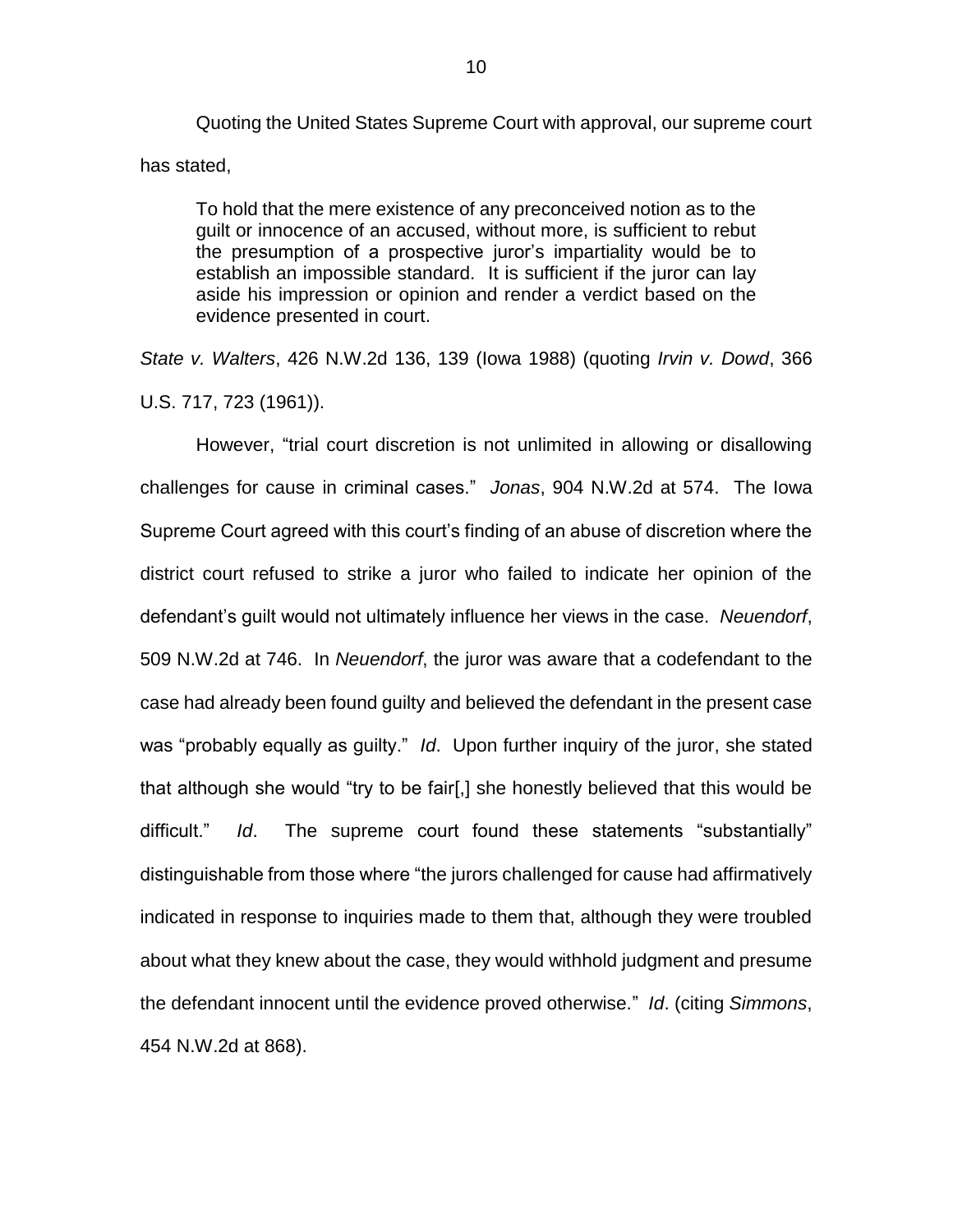Quoting the United States Supreme Court with approval, our supreme court has stated,

> To hold that the mere existence of any preconceived notion as to the guilt or innocence of an accused, without more, is sufficient to rebut the presumption of a prospective juror's impartiality would be to establish an impossible standard. It is sufficient if the juror can lay aside his impression or opinion and render a verdict based on the evidence presented in court.

*State v. Walters*, 426 N.W.2d 136, 139 (Iowa 1988) (quoting *Irvin v. Dowd*, 366 U.S. 717, 723 (1961)).

However, "trial court discretion is not unlimited in allowing or disallowing challenges for cause in criminal cases." *Jonas*, 904 N.W.2d at 574. The Iowa Supreme Court agreed with this court's finding of an abuse of discretion where the district court refused to strike a juror who failed to indicate her opinion of the defendant's guilt would not ultimately influence her views in the case. *Neuendorf*, 509 N.W.2d at 746. In *Neuendorf*, the juror was aware that a codefendant to the case had already been found guilty and believed the defendant in the present case was "probably equally as guilty." *Id*. Upon further inquiry of the juror, she stated that although she would "try to be fair[,] she honestly believed that this would be difficult." *Id*. The supreme court found these statements "substantially" distinguishable from those where "the jurors challenged for cause had affirmatively indicated in response to inquiries made to them that, although they were troubled about what they knew about the case, they would withhold judgment and presume the defendant innocent until the evidence proved otherwise." *Id*. (citing *Simmons*, 454 N.W.2d at 868).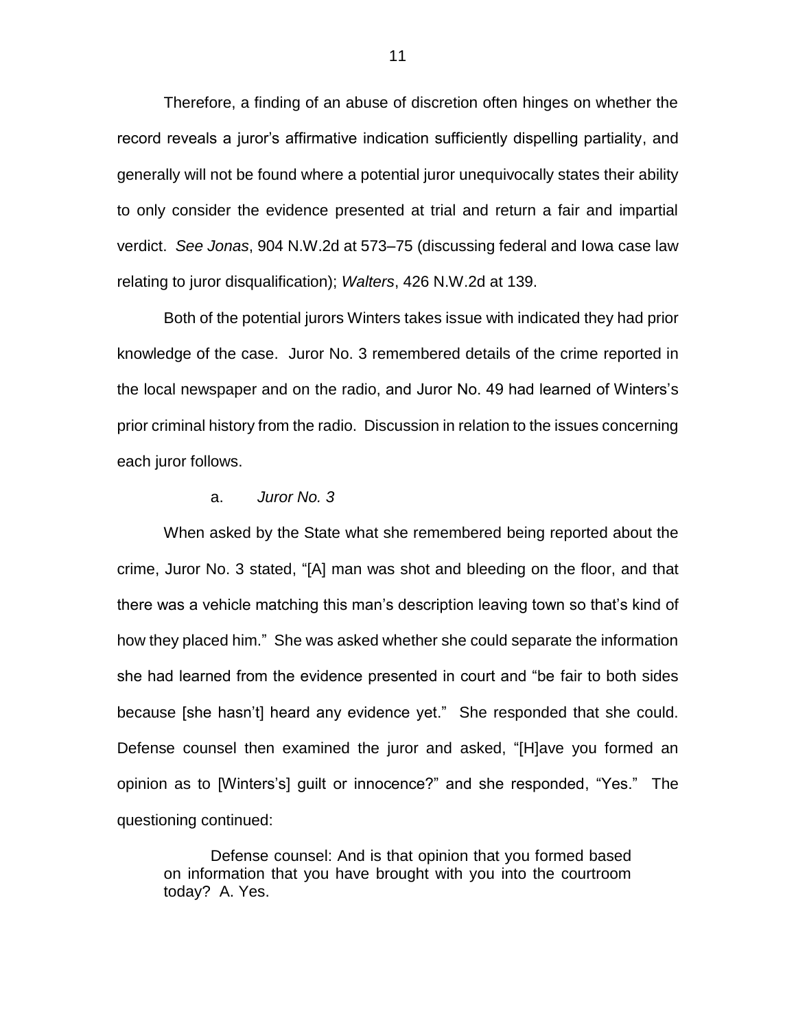Therefore, a finding of an abuse of discretion often hinges on whether the record reveals a juror's affirmative indication sufficiently dispelling partiality, and generally will not be found where a potential juror unequivocally states their ability to only consider the evidence presented at trial and return a fair and impartial verdict. *See Jonas*, 904 N.W.2d at 573–75 (discussing federal and Iowa case law relating to juror disqualification); *Walters*, 426 N.W.2d at 139.

Both of the potential jurors Winters takes issue with indicated they had prior knowledge of the case. Juror No. 3 remembered details of the crime reported in the local newspaper and on the radio, and Juror No. 49 had learned of Winters's prior criminal history from the radio. Discussion in relation to the issues concerning each juror follows.

a. *Juror No. 3*

When asked by the State what she remembered being reported about the crime, Juror No. 3 stated, "[A] man was shot and bleeding on the floor, and that there was a vehicle matching this man's description leaving town so that's kind of how they placed him." She was asked whether she could separate the information she had learned from the evidence presented in court and "be fair to both sides because [she hasn't] heard any evidence yet." She responded that she could. Defense counsel then examined the juror and asked, "[H]ave you formed an opinion as to [Winters's] guilt or innocence?" and she responded, "Yes." The questioning continued:

> Defense counsel: And is that opinion that you formed based on information that you have brought with you into the courtroom today? A. Yes.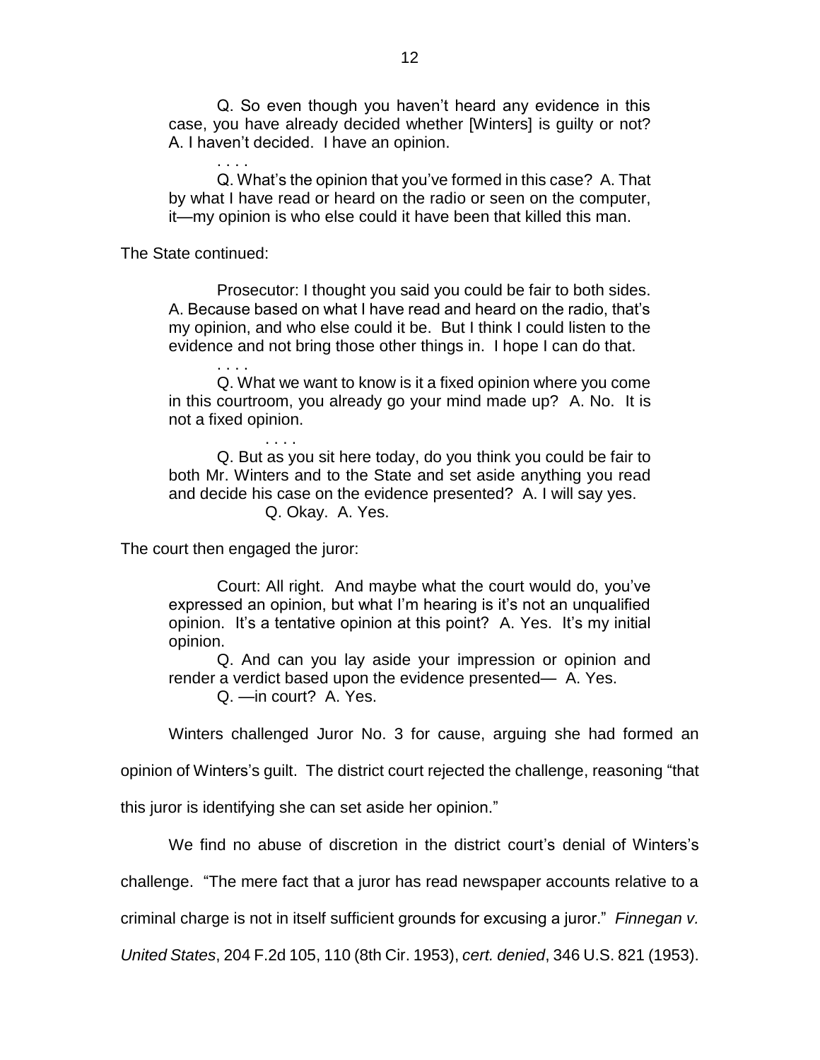Q. So even though you haven't heard any evidence in this case, you have already decided whether [Winters] is guilty or not? A. I haven't decided. I have an opinion.

. . . .

Q. What's the opinion that you've formed in this case? A. That by what I have read or heard on the radio or seen on the computer, it—my opinion is who else could it have been that killed this man.

The State continued:

Prosecutor: I thought you said you could be fair to both sides. A. Because based on what I have read and heard on the radio, that's my opinion, and who else could it be. But I think I could listen to the evidence and not bring those other things in. I hope I can do that.

. . . .

Q. What we want to know is it a fixed opinion where you come in this courtroom, you already go your mind made up? A. No. It is not a fixed opinion.

. . . .

Q. But as you sit here today, do you think you could be fair to both Mr. Winters and to the State and set aside anything you read and decide his case on the evidence presented? A. I will say yes.

Q. Okay. A. Yes.

The court then engaged the juror:

Court: All right. And maybe what the court would do, you've expressed an opinion, but what I'm hearing is it's not an unqualified opinion. It's a tentative opinion at this point? A. Yes. It's my initial opinion.

Q. And can you lay aside your impression or opinion and render a verdict based upon the evidence presented— A. Yes.

Q. —in court? A. Yes.

Winters challenged Juror No. 3 for cause, arguing she had formed an opinion of Winters's guilt. The district court rejected the challenge, reasoning "that this juror is identifying she can set aside her opinion."

We find no abuse of discretion in the district court's denial of Winters's challenge. "The mere fact that a juror has read newspaper accounts relative to a criminal charge is not in itself sufficient grounds for excusing a juror." *Finnegan v. United States*, 204 F.2d 105, 110 (8th Cir. 1953), *cert. denied*, 346 U.S. 821 (1953).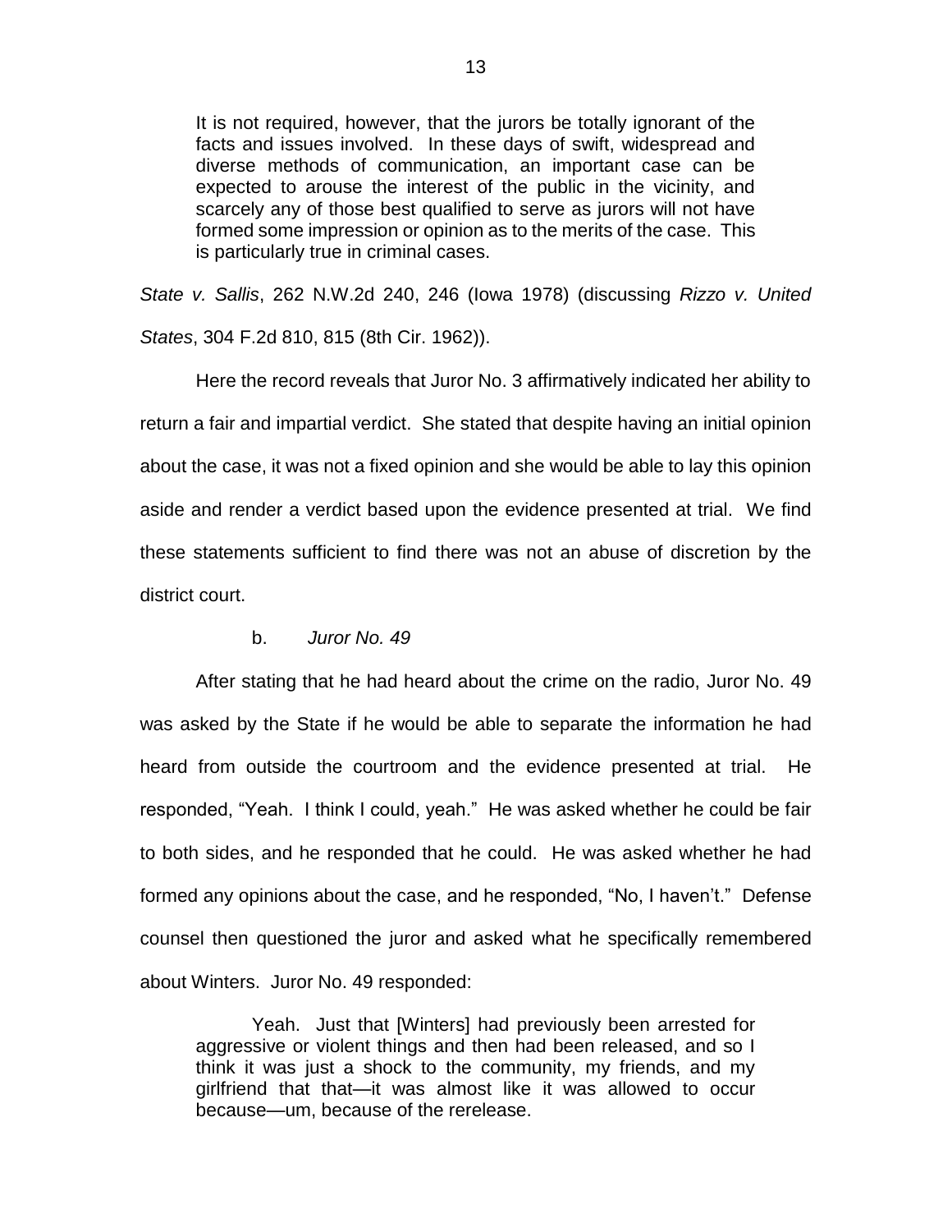> It is not required, however, that the jurors be totally ignorant of the facts and issues involved. In these days of swift, widespread and diverse methods of communication, an important case can be expected to arouse the interest of the public in the vicinity, and scarcely any of those best qualified to serve as jurors will not have formed some impression or opinion as to the merits of the case. This is particularly true in criminal cases.

*State v. Sallis*, 262 N.W.2d 240, 246 (Iowa 1978) (discussing *Rizzo v. United States*, 304 F.2d 810, 815 (8th Cir. 1962)).

Here the record reveals that Juror No. 3 affirmatively indicated her ability to return a fair and impartial verdict. She stated that despite having an initial opinion about the case, it was not a fixed opinion and she would be able to lay this opinion aside and render a verdict based upon the evidence presented at trial. We find these statements sufficient to find there was not an abuse of discretion by the district court.

b. *Juror No. 49*

After stating that he had heard about the crime on the radio, Juror No. 49 was asked by the State if he would be able to separate the information he had heard from outside the courtroom and the evidence presented at trial. He responded, "Yeah. I think I could, yeah." He was asked whether he could be fair to both sides, and he responded that he could. He was asked whether he had formed any opinions about the case, and he responded, "No, I haven't." Defense counsel then questioned the juror and asked what he specifically remembered about Winters. Juror No. 49 responded:

> Yeah. Just that [Winters] had previously been arrested for aggressive or violent things and then had been released, and so I think it was just a shock to the community, my friends, and my girlfriend that that—it was almost like it was allowed to occur because—um, because of the rerelease.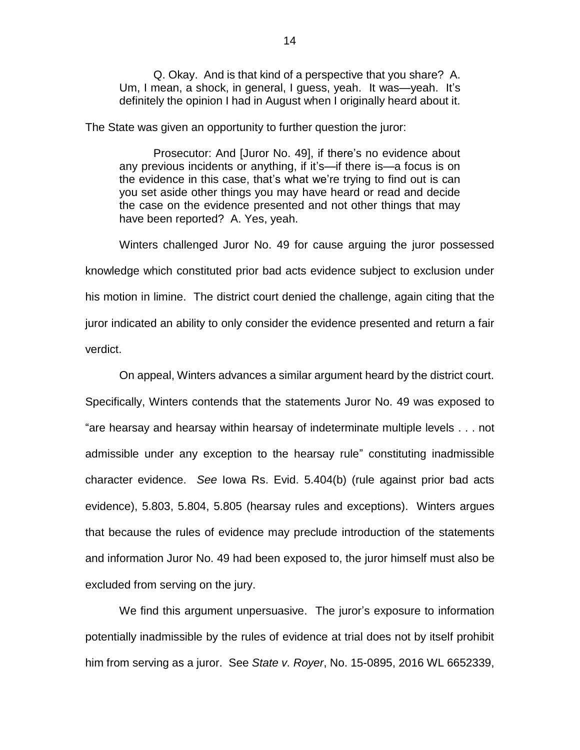> Q. Okay. And is that kind of a perspective that you share? A. Um, I mean, a shock, in general, I guess, yeah. It was—yeah. It's definitely the opinion I had in August when I originally heard about it.

The State was given an opportunity to further question the juror:

> Prosecutor: And [Juror No. 49], if there's no evidence about any previous incidents or anything, if it's—if there is—a focus is on the evidence in this case, that's what we're trying to find out is can you set aside other things you may have heard or read and decide the case on the evidence presented and not other things that may have been reported? A. Yes, yeah.

Winters challenged Juror No. 49 for cause arguing the juror possessed knowledge which constituted prior bad acts evidence subject to exclusion under his motion in limine. The district court denied the challenge, again citing that the juror indicated an ability to only consider the evidence presented and return a fair verdict.

On appeal, Winters advances a similar argument heard by the district court. Specifically, Winters contends that the statements Juror No. 49 was exposed to "are hearsay and hearsay within hearsay of indeterminate multiple levels . . . not admissible under any exception to the hearsay rule" constituting inadmissible character evidence. *See* Iowa Rs. Evid. 5.404(b) (rule against prior bad acts evidence), 5.803, 5.804, 5.805 (hearsay rules and exceptions). Winters argues that because the rules of evidence may preclude introduction of the statements and information Juror No. 49 had been exposed to, the juror himself must also be excluded from serving on the jury.

We find this argument unpersuasive. The juror's exposure to information potentially inadmissible by the rules of evidence at trial does not by itself prohibit him from serving as a juror. See *State v. Royer*, No. 15-0895, 2016 WL 6652339,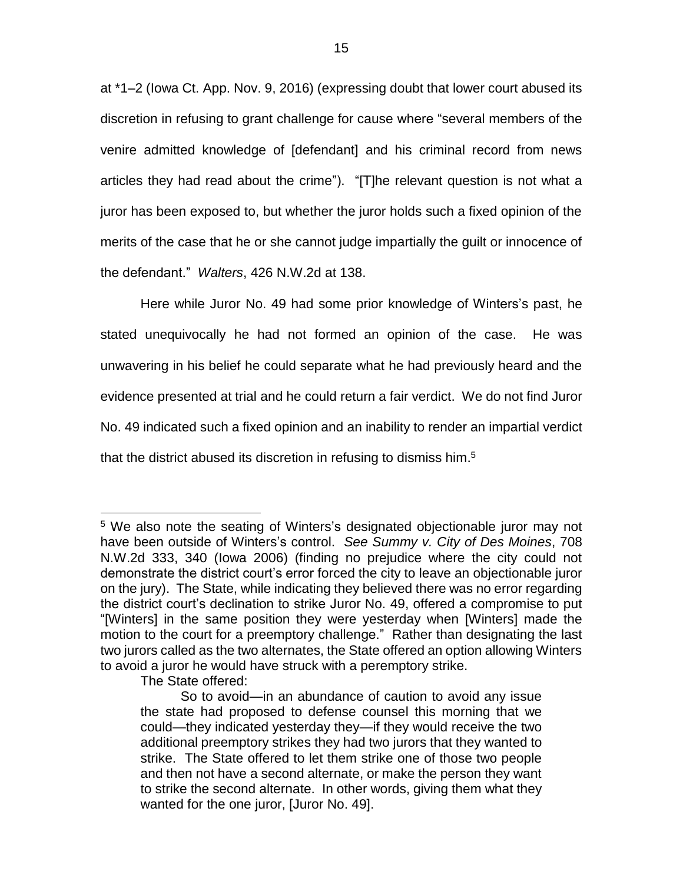at *1–2 (Iowa Ct. App. Nov. 9, 2016) (expressing doubt that lower court abused its discretion in refusing to grant challenge for cause where "several members of the venire admitted knowledge of [defendant] and his criminal record from news articles they had read about the crime"). "[T]he relevant question is not what a juror has been exposed to, but whether the juror holds such a fixed opinion of the merits of the case that he or she cannot judge impartially the guilt or innocence of the defendant." *Walters*, 426 N.W.2d at 138.

Here while Juror No. 49 had some prior knowledge of Winters's past, he stated unequivocally he had not formed an opinion of the case. He was unwavering in his belief he could separate what he had previously heard and the evidence presented at trial and he could return a fair verdict. We do not find Juror No. 49 indicated such a fixed opinion and an inability to render an impartial verdict that the district abused its discretion in refusing to dismiss him.[5]

---

[5] We also note the seating of Winters's designated objectionable juror may not have been outside of Winters's control. *See Summy v. City of Des Moines*, 708 N.W.2d 333, 340 (Iowa 2006) (finding no prejudice where the city could not demonstrate the district court's error forced the city to leave an objectionable juror on the jury). The State, while indicating they believed there was no error regarding the district court's declination to strike Juror No. 49, offered a compromise to put "[Winters] in the same position they were yesterday when [Winters] made the motion to the court for a preemptory challenge." Rather than designating the last two jurors called as the two alternates, the State offered an option allowing Winters to avoid a juror he would have struck with a peremptory strike.

The State offered:

> So to avoid—in an abundance of caution to avoid any issue the state had proposed to defense counsel this morning that we could—they indicated yesterday they—if they would receive the two additional preemptory strikes they had two jurors that they wanted to strike. The State offered to let them strike one of those two people and then not have a second alternate, or make the person they want to strike the second alternate. In other words, giving them what they wanted for the one juror, [Juror No. 49].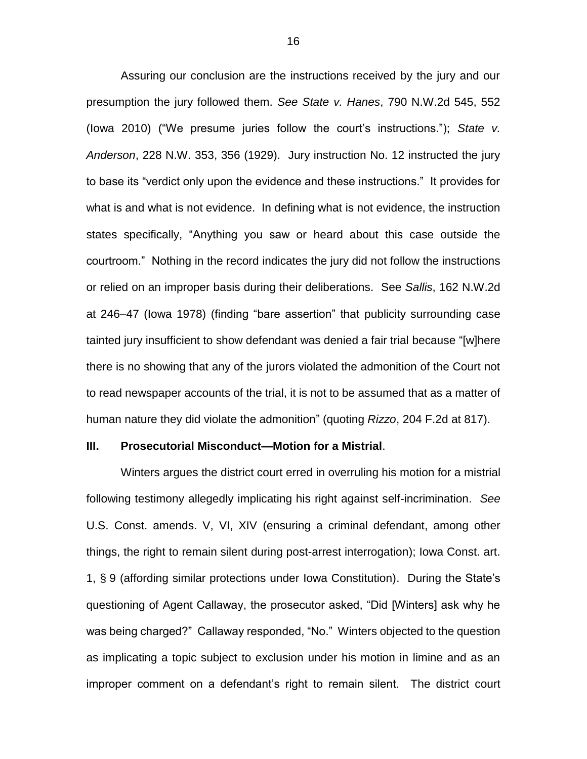Assuring our conclusion are the instructions received by the jury and our presumption the jury followed them. *See State v. Hanes*, 790 N.W.2d 545, 552 (Iowa 2010) ("We presume juries follow the court's instructions."); *State v. Anderson*, 228 N.W. 353, 356 (1929). Jury instruction No. 12 instructed the jury to base its "verdict only upon the evidence and these instructions." It provides for what is and what is not evidence. In defining what is not evidence, the instruction states specifically, "Anything you saw or heard about this case outside the courtroom." Nothing in the record indicates the jury did not follow the instructions or relied on an improper basis during their deliberations. See *Sallis*, 162 N.W.2d at 246–47 (Iowa 1978) (finding "bare assertion" that publicity surrounding case tainted jury insufficient to show defendant was denied a fair trial because "[w]here there is no showing that any of the jurors violated the admonition of the Court not to read newspaper accounts of the trial, it is not to be assumed that as a matter of human nature they did violate the admonition" (quoting *Rizzo*, 204 F.2d at 817).

## III. Prosecutorial Misconduct—Motion for a Mistrial.

Winters argues the district court erred in overruling his motion for a mistrial following testimony allegedly implicating his right against self-incrimination. *See* U.S. Const. amends. V, VI, XIV (ensuring a criminal defendant, among other things, the right to remain silent during post-arrest interrogation); Iowa Const. art. 1, § 9 (affording similar protections under Iowa Constitution). During the State's questioning of Agent Callaway, the prosecutor asked, "Did [Winters] ask why he was being charged?" Callaway responded, "No." Winters objected to the question as implicating a topic subject to exclusion under his motion in limine and as an improper comment on a defendant's right to remain silent. The district court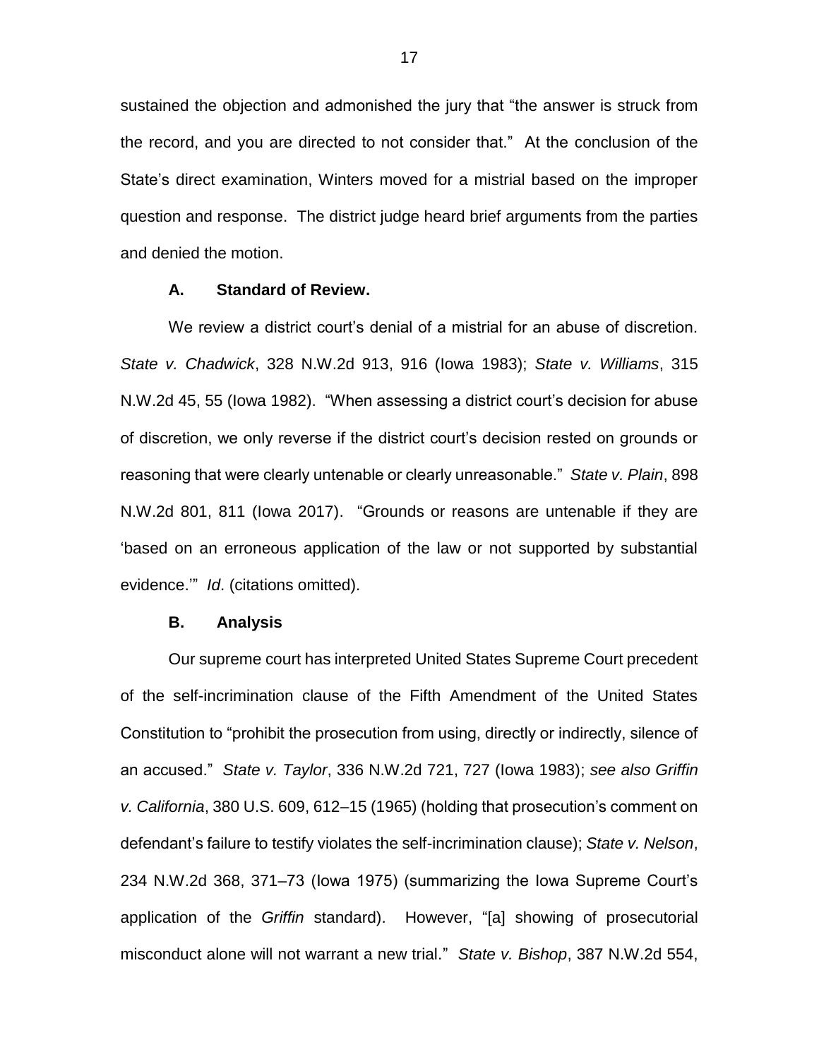sustained the objection and admonished the jury that "the answer is struck from the record, and you are directed to not consider that." At the conclusion of the State's direct examination, Winters moved for a mistrial based on the improper question and response. The district judge heard brief arguments from the parties and denied the motion.

### A. Standard of Review.

We review a district court's denial of a mistrial for an abuse of discretion. *State v. Chadwick*, 328 N.W.2d 913, 916 (Iowa 1983); *State v. Williams*, 315 N.W.2d 45, 55 (Iowa 1982). "When assessing a district court's decision for abuse of discretion, we only reverse if the district court's decision rested on grounds or reasoning that were clearly untenable or clearly unreasonable." *State v. Plain*, 898 N.W.2d 801, 811 (Iowa 2017). "Grounds or reasons are untenable if they are 'based on an erroneous application of the law or not supported by substantial evidence.'" *Id*. (citations omitted).

### B. Analysis

Our supreme court has interpreted United States Supreme Court precedent of the self-incrimination clause of the Fifth Amendment of the United States Constitution to "prohibit the prosecution from using, directly or indirectly, silence of an accused." *State v. Taylor*, 336 N.W.2d 721, 727 (Iowa 1983); *see also Griffin v. California*, 380 U.S. 609, 612–15 (1965) (holding that prosecution's comment on defendant's failure to testify violates the self-incrimination clause); *State v. Nelson*, 234 N.W.2d 368, 371–73 (Iowa 1975) (summarizing the Iowa Supreme Court's application of the *Griffin* standard). However, "[a] showing of prosecutorial misconduct alone will not warrant a new trial." *State v. Bishop*, 387 N.W.2d 554,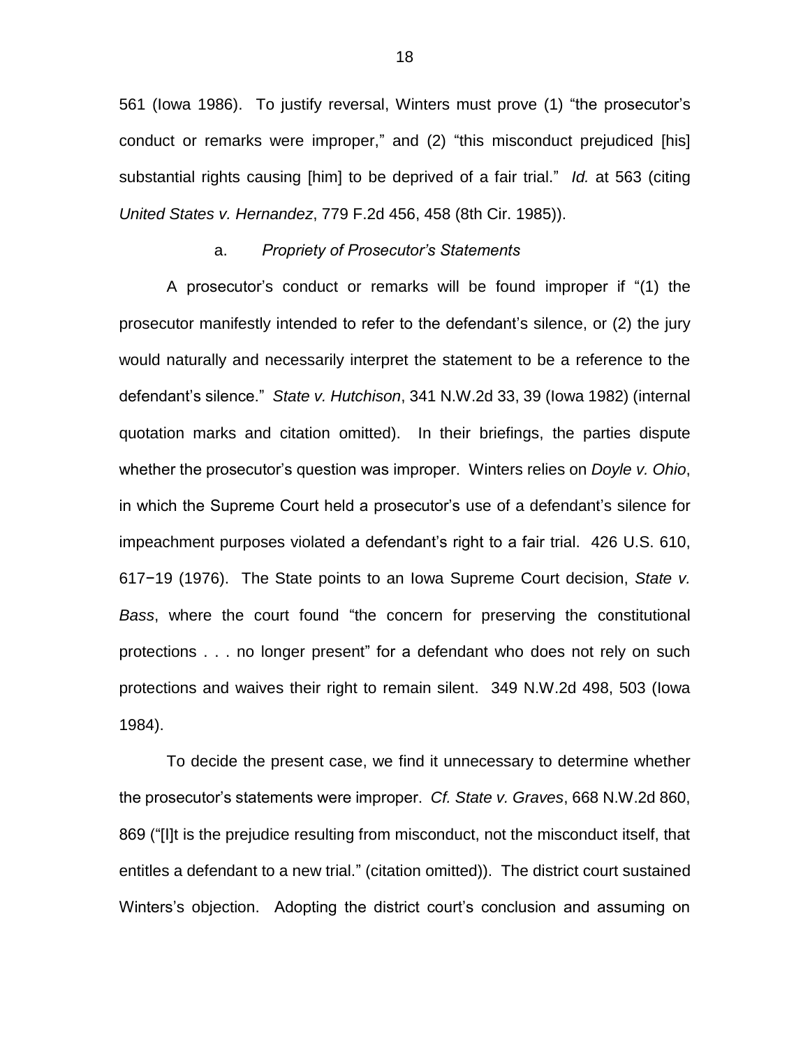561 (Iowa 1986). To justify reversal, Winters must prove (1) "the prosecutor's conduct or remarks were improper," and (2) "this misconduct prejudiced [his] substantial rights causing [him] to be deprived of a fair trial." *Id.* at 563 (citing *United States v. Hernandez*, 779 F.2d 456, 458 (8th Cir. 1985)).

a. *Propriety of Prosecutor's Statements*

A prosecutor's conduct or remarks will be found improper if "(1) the prosecutor manifestly intended to refer to the defendant's silence, or (2) the jury would naturally and necessarily interpret the statement to be a reference to the defendant's silence." *State v. Hutchison*, 341 N.W.2d 33, 39 (Iowa 1982) (internal quotation marks and citation omitted). In their briefings, the parties dispute whether the prosecutor's question was improper. Winters relies on *Doyle v. Ohio*, in which the Supreme Court held a prosecutor's use of a defendant's silence for impeachment purposes violated a defendant's right to a fair trial. 426 U.S. 610, 617−19 (1976). The State points to an Iowa Supreme Court decision, *State v. Bass*, where the court found "the concern for preserving the constitutional protections . . . no longer present" for a defendant who does not rely on such protections and waives their right to remain silent. 349 N.W.2d 498, 503 (Iowa 1984).

To decide the present case, we find it unnecessary to determine whether the prosecutor's statements were improper. *Cf. State v. Graves*, 668 N.W.2d 860, 869 ("[I]t is the prejudice resulting from misconduct, not the misconduct itself, that entitles a defendant to a new trial." (citation omitted)). The district court sustained Winters's objection. Adopting the district court's conclusion and assuming on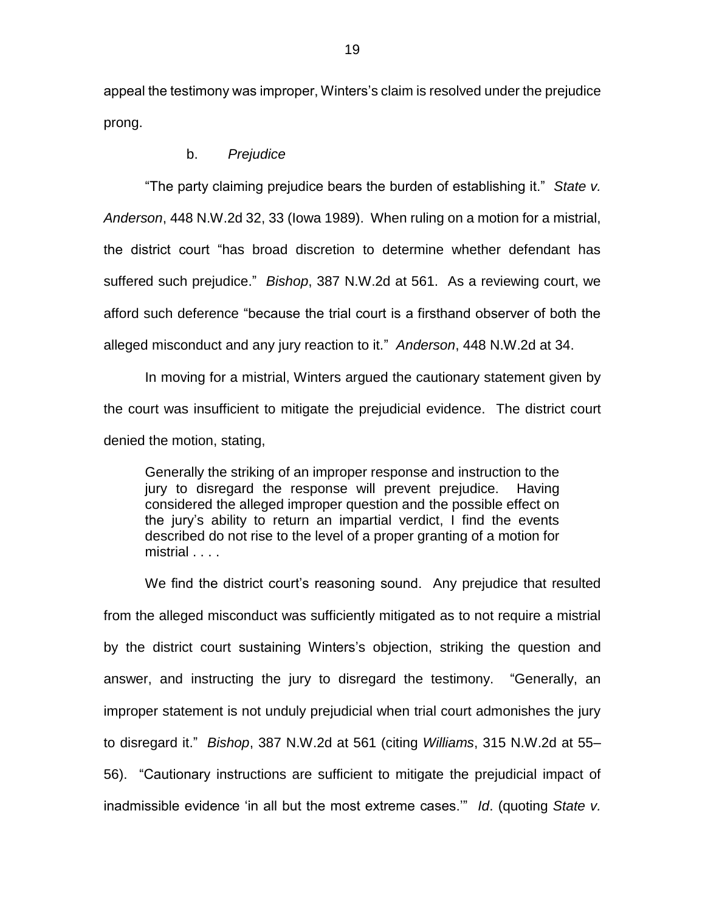appeal the testimony was improper, Winters's claim is resolved under the prejudice prong.

b. *Prejudice*

"The party claiming prejudice bears the burden of establishing it." *State v. Anderson*, 448 N.W.2d 32, 33 (Iowa 1989). When ruling on a motion for a mistrial, the district court "has broad discretion to determine whether defendant has suffered such prejudice." *Bishop*, 387 N.W.2d at 561. As a reviewing court, we afford such deference "because the trial court is a firsthand observer of both the alleged misconduct and any jury reaction to it." *Anderson*, 448 N.W.2d at 34.

In moving for a mistrial, Winters argued the cautionary statement given by the court was insufficient to mitigate the prejudicial evidence. The district court denied the motion, stating,

> Generally the striking of an improper response and instruction to the jury to disregard the response will prevent prejudice. Having considered the alleged improper question and the possible effect on the jury's ability to return an impartial verdict, I find the events described do not rise to the level of a proper granting of a motion for mistrial . . . .

We find the district court's reasoning sound. Any prejudice that resulted from the alleged misconduct was sufficiently mitigated as to not require a mistrial by the district court sustaining Winters's objection, striking the question and answer, and instructing the jury to disregard the testimony. "Generally, an improper statement is not unduly prejudicial when trial court admonishes the jury to disregard it." *Bishop*, 387 N.W.2d at 561 (citing *Williams*, 315 N.W.2d at 55–56). "Cautionary instructions are sufficient to mitigate the prejudicial impact of inadmissible evidence 'in all but the most extreme cases.'" *Id*. (quoting *State v.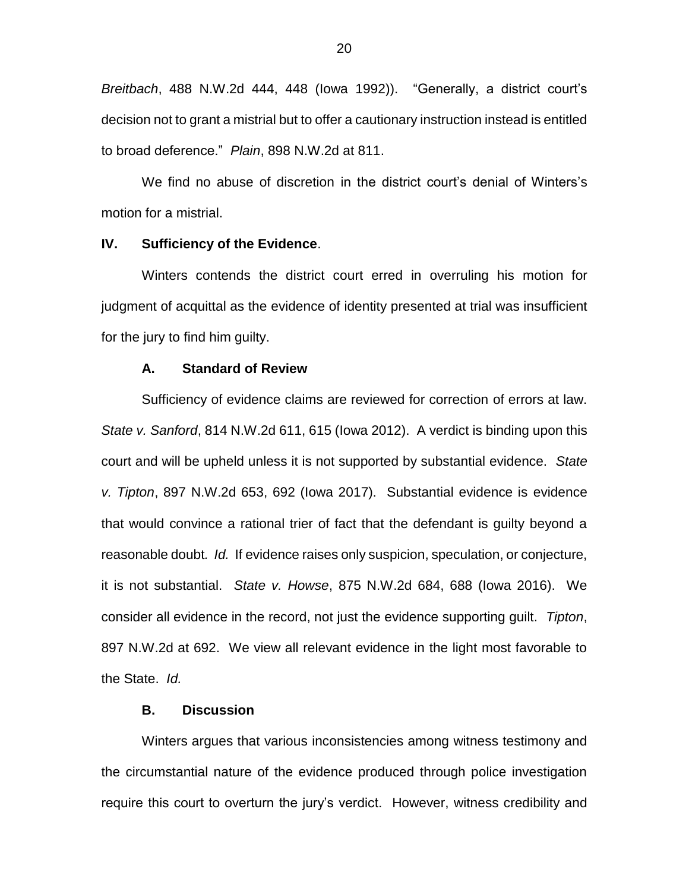*Breitbach*, 488 N.W.2d 444, 448 (Iowa 1992)). "Generally, a district court's decision not to grant a mistrial but to offer a cautionary instruction instead is entitled to broad deference." *Plain*, 898 N.W.2d at 811.

We find no abuse of discretion in the district court's denial of Winters's motion for a mistrial.

## IV. Sufficiency of the Evidence.

Winters contends the district court erred in overruling his motion for judgment of acquittal as the evidence of identity presented at trial was insufficient for the jury to find him guilty.

### A. Standard of Review

Sufficiency of evidence claims are reviewed for correction of errors at law. *State v. Sanford*, 814 N.W.2d 611, 615 (Iowa 2012). A verdict is binding upon this court and will be upheld unless it is not supported by substantial evidence. *State v. Tipton*, 897 N.W.2d 653, 692 (Iowa 2017). Substantial evidence is evidence that would convince a rational trier of fact that the defendant is guilty beyond a reasonable doubt. *Id.* If evidence raises only suspicion, speculation, or conjecture, it is not substantial. *State v. Howse*, 875 N.W.2d 684, 688 (Iowa 2016). We consider all evidence in the record, not just the evidence supporting guilt. *Tipton*, 897 N.W.2d at 692. We view all relevant evidence in the light most favorable to the State. *Id.*

### B. Discussion

Winters argues that various inconsistencies among witness testimony and the circumstantial nature of the evidence produced through police investigation require this court to overturn the jury's verdict. However, witness credibility and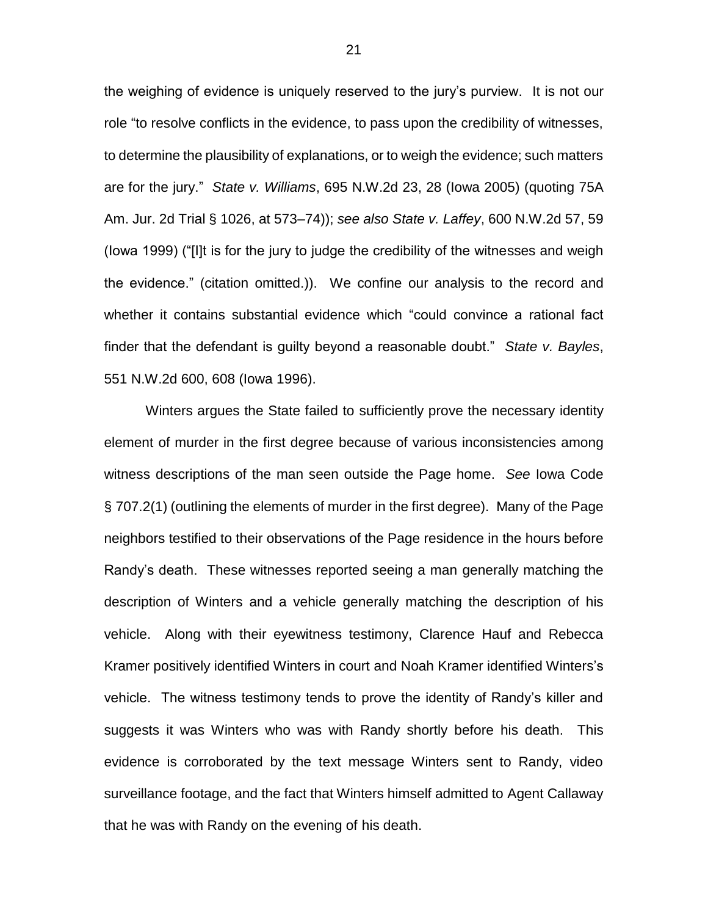the weighing of evidence is uniquely reserved to the jury's purview. It is not our role "to resolve conflicts in the evidence, to pass upon the credibility of witnesses, to determine the plausibility of explanations, or to weigh the evidence; such matters are for the jury." *State v. Williams*, 695 N.W.2d 23, 28 (Iowa 2005) (quoting 75A Am. Jur. 2d Trial § 1026, at 573–74)); *see also State v. Laffey*, 600 N.W.2d 57, 59 (Iowa 1999) ("[I]t is for the jury to judge the credibility of the witnesses and weigh the evidence." (citation omitted.)). We confine our analysis to the record and whether it contains substantial evidence which "could convince a rational fact finder that the defendant is guilty beyond a reasonable doubt." *State v. Bayles*, 551 N.W.2d 600, 608 (Iowa 1996).

Winters argues the State failed to sufficiently prove the necessary identity element of murder in the first degree because of various inconsistencies among witness descriptions of the man seen outside the Page home. *See* Iowa Code § 707.2(1) (outlining the elements of murder in the first degree). Many of the Page neighbors testified to their observations of the Page residence in the hours before Randy's death. These witnesses reported seeing a man generally matching the description of Winters and a vehicle generally matching the description of his vehicle. Along with their eyewitness testimony, Clarence Hauf and Rebecca Kramer positively identified Winters in court and Noah Kramer identified Winters's vehicle. The witness testimony tends to prove the identity of Randy's killer and suggests it was Winters who was with Randy shortly before his death. This evidence is corroborated by the text message Winters sent to Randy, video surveillance footage, and the fact that Winters himself admitted to Agent Callaway that he was with Randy on the evening of his death.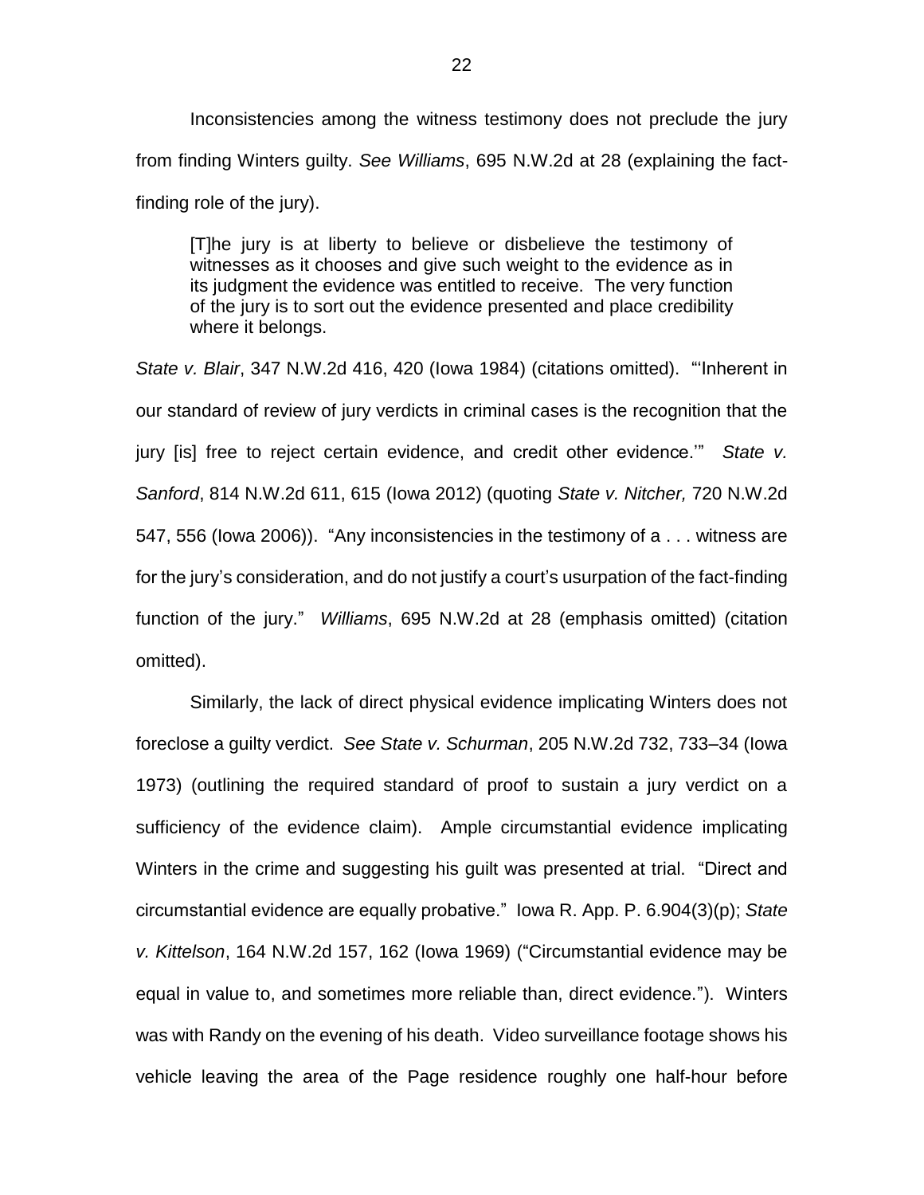Inconsistencies among the witness testimony does not preclude the jury from finding Winters guilty. *See Williams*, 695 N.W.2d at 28 (explaining the fact-finding role of the jury).

> [T]he jury is at liberty to believe or disbelieve the testimony of witnesses as it chooses and give such weight to the evidence as in its judgment the evidence was entitled to receive. The very function of the jury is to sort out the evidence presented and place credibility where it belongs.

*State v. Blair*, 347 N.W.2d 416, 420 (Iowa 1984) (citations omitted). "'Inherent in our standard of review of jury verdicts in criminal cases is the recognition that the jury [is] free to reject certain evidence, and credit other evidence.'" *State v. Sanford*, 814 N.W.2d 611, 615 (Iowa 2012) (quoting *State v. Nitcher,* 720 N.W.2d 547, 556 (Iowa 2006)). "Any inconsistencies in the testimony of a . . . witness are for the jury's consideration, and do not justify a court's usurpation of the fact-finding function of the jury." *Williams*, 695 N.W.2d at 28 (emphasis omitted) (citation omitted).

Similarly, the lack of direct physical evidence implicating Winters does not foreclose a guilty verdict. *See State v. Schurman*, 205 N.W.2d 732, 733–34 (Iowa 1973) (outlining the required standard of proof to sustain a jury verdict on a sufficiency of the evidence claim). Ample circumstantial evidence implicating Winters in the crime and suggesting his guilt was presented at trial. "Direct and circumstantial evidence are equally probative." Iowa R. App. P. 6.904(3)(p); *State v. Kittelson*, 164 N.W.2d 157, 162 (Iowa 1969) ("Circumstantial evidence may be equal in value to, and sometimes more reliable than, direct evidence."). Winters was with Randy on the evening of his death. Video surveillance footage shows his vehicle leaving the area of the Page residence roughly one half-hour before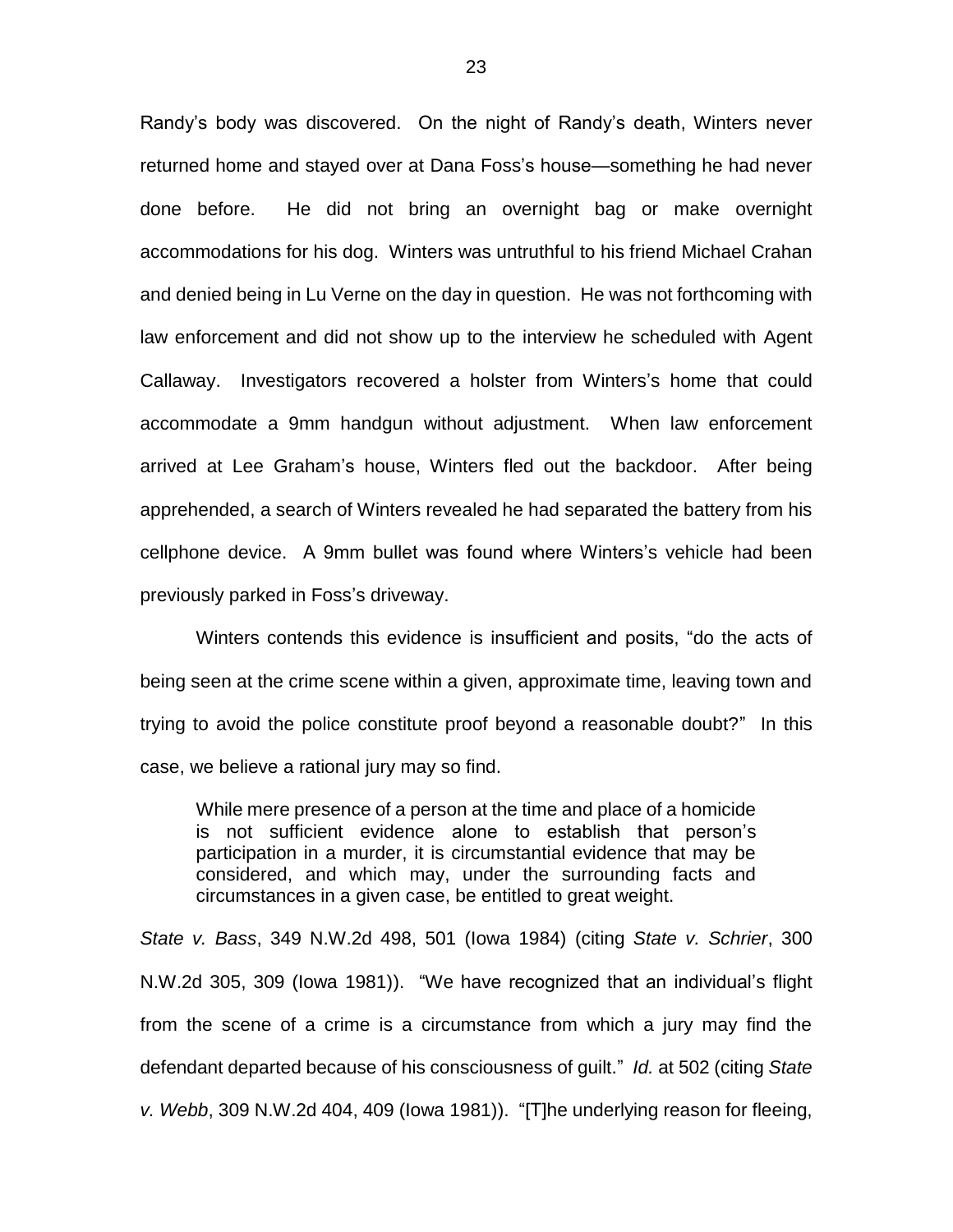Randy's body was discovered. On the night of Randy's death, Winters never returned home and stayed over at Dana Foss's house—something he had never done before. He did not bring an overnight bag or make overnight accommodations for his dog. Winters was untruthful to his friend Michael Crahan and denied being in Lu Verne on the day in question. He was not forthcoming with law enforcement and did not show up to the interview he scheduled with Agent Callaway. Investigators recovered a holster from Winters's home that could accommodate a 9mm handgun without adjustment. When law enforcement arrived at Lee Graham's house, Winters fled out the backdoor. After being apprehended, a search of Winters revealed he had separated the battery from his cellphone device. A 9mm bullet was found where Winters's vehicle had been previously parked in Foss's driveway.

Winters contends this evidence is insufficient and posits, "do the acts of being seen at the crime scene within a given, approximate time, leaving town and trying to avoid the police constitute proof beyond a reasonable doubt?" In this case, we believe a rational jury may so find.

> While mere presence of a person at the time and place of a homicide is not sufficient evidence alone to establish that person's participation in a murder, it is circumstantial evidence that may be considered, and which may, under the surrounding facts and circumstances in a given case, be entitled to great weight.

*State v. Bass*, 349 N.W.2d 498, 501 (Iowa 1984) (citing *State v. Schrier*, 300 N.W.2d 305, 309 (Iowa 1981)). "We have recognized that an individual's flight from the scene of a crime is a circumstance from which a jury may find the defendant departed because of his consciousness of guilt." *Id.* at 502 (citing *State v. Webb*, 309 N.W.2d 404, 409 (Iowa 1981)). "[T]he underlying reason for fleeing,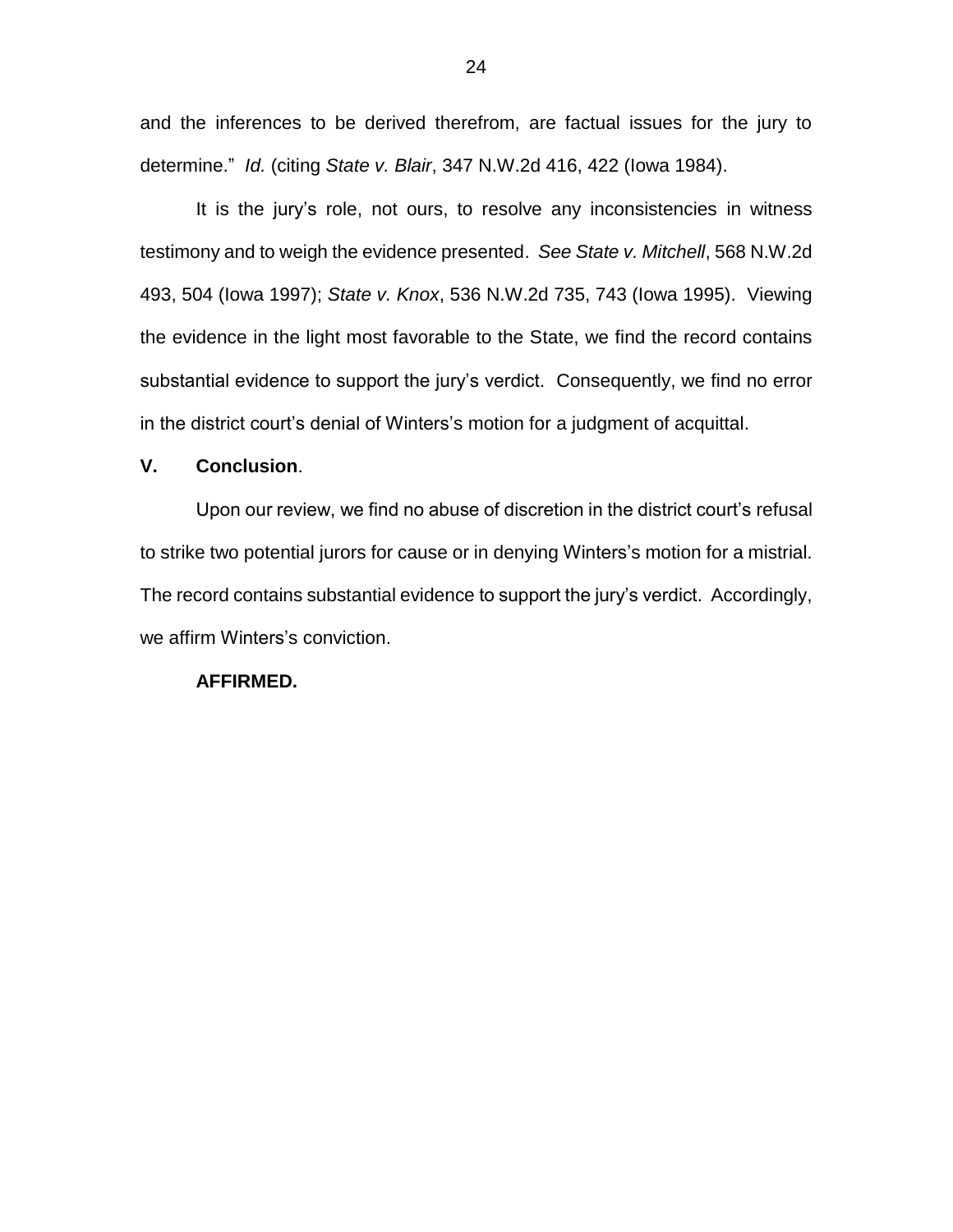and the inferences to be derived therefrom, are factual issues for the jury to determine." *Id.* (citing *State v. Blair*, 347 N.W.2d 416, 422 (Iowa 1984).

It is the jury's role, not ours, to resolve any inconsistencies in witness testimony and to weigh the evidence presented. *See State v. Mitchell*, 568 N.W.2d 493, 504 (Iowa 1997); *State v. Knox*, 536 N.W.2d 735, 743 (Iowa 1995). Viewing the evidence in the light most favorable to the State, we find the record contains substantial evidence to support the jury's verdict. Consequently, we find no error in the district court's denial of Winters's motion for a judgment of acquittal.

## V. Conclusion.

Upon our review, we find no abuse of discretion in the district court's refusal to strike two potential jurors for cause or in denying Winters's motion for a mistrial. The record contains substantial evidence to support the jury's verdict. Accordingly, we affirm Winters's conviction.

**AFFIRMED.**